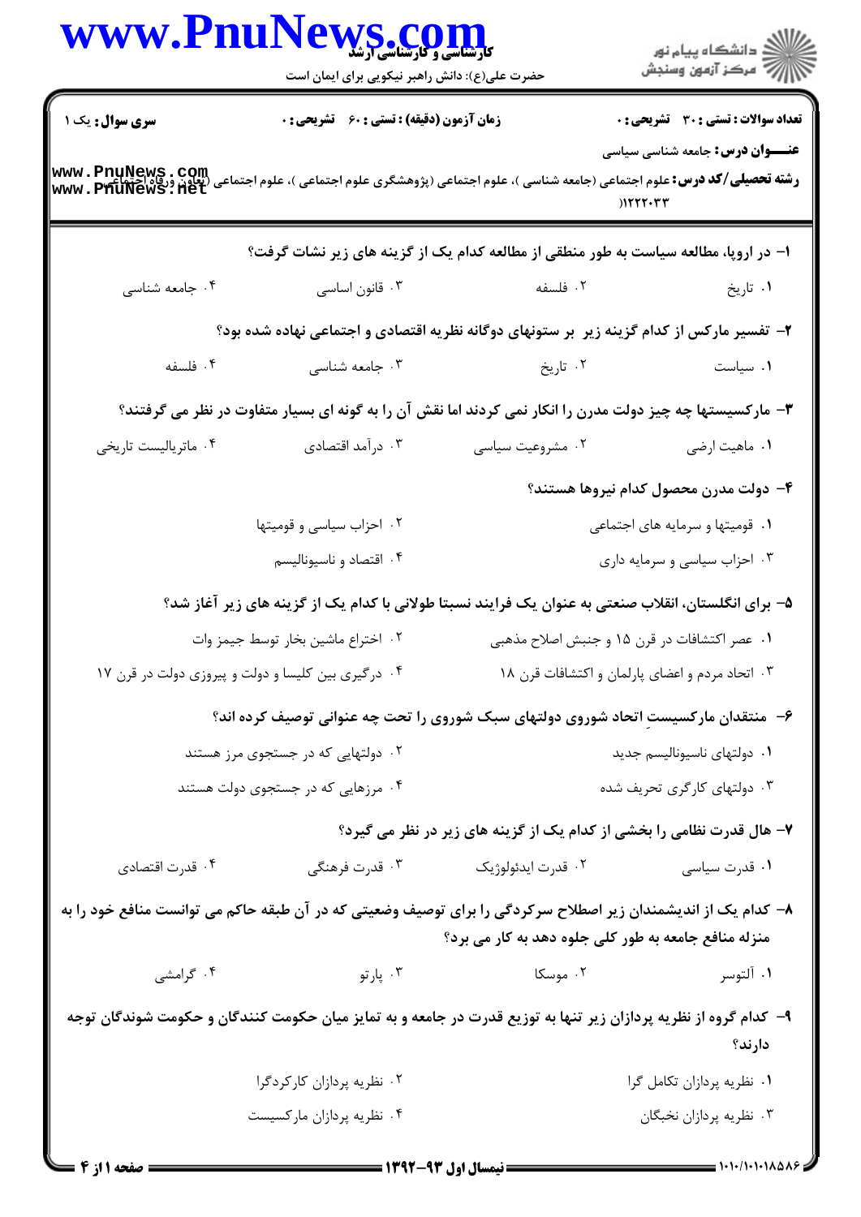**سری سؤال:** یک ۱

**زمان آزمون (دقیقه) : تستی : ۶۰ تشریحی : ۰**

**تعداد سؤالات : تستی : ۳۰ تشریحی : ۰**

**عنـــوان درس:** جامعه شناسی سیاسی

**رشته تحصیلی/کد درس:** علوم اجتماعی (جامعه شناسی )، علوم اجتماعی (پژوهشگری علوم اجتماعی )، علوم اجتماعی (تعاون ورفاه اجتماعی) ۱۲۲۲۰۳۳

۱- در اروپا، مطالعه سیاست به طور منطقی از مطالعه کدام یک از گزینه های زیر نشات گرفت؟

۱. تاریخ ۲. فلسفه ۳. قانون اساسی ۴. جامعه شناسی

۲- تفسیر مارکس از کدام گزینه زیر بر ستونهای دوگانه نظریه اقتصادی و اجتماعی نهاده شده بود؟

۱. سیاست ۲. تاریخ ۳. جامعه شناسی ۴. فلسفه

۳- مارکسیستها چه چیز دولت مدرن را انکار نمی کردند اما نقش آن را به گونه ای بسیار متفاوت در نظر می گرفتند؟

۱. ماهیت ارضی ۲. مشروعیت سیاسی ۳. درآمد اقتصادی ۴. ماتریالیست تاریخی

۴- دولت مدرن محصول کدام نیروها هستند؟

۱. قومیتها و سرمایه های اجتماعی
۲. احزاب سیاسی و قومیتها
۳. احزاب سیاسی و سرمایه داری
۴. اقتصاد و ناسیونالیسم

۵- برای انگلستان، انقلاب صنعتی به عنوان یک فرایند نسبتا طولانی با کدام یک از گزینه های زیر آغاز شد؟

۱. عصر اکتشافات در قرن ۱۵ و جنبش اصلاح مذهبی
۲. اختراع ماشین بخار توسط جیمز وات
۳. اتحاد مردم و اعضای پارلمان و اکتشافات قرن ۱۸
۴. درگیری بین کلیسا و دولت و پیروزی دولت در قرن ۱۷

۶- منتقدان مارکسیستِ اتحاد شوروی دولتهای سبک شوروی را تحت چه عنوانی توصیف کرده اند؟

۱. دولتهای ناسیونالیسم جدید
۲. دولتهایی که در جستجوی مرز هستند
۳. دولتهای کارگری تحریف شده
۴. مرزهایی که در جستجوی دولت هستند

۷- هال قدرت نظامی را بخشی از کدام یک از گزینه های زیر در نظر می گیرد؟

۱. قدرت سیاسی ۲. قدرت ایدئولوژیک ۳. قدرت فرهنگی ۴. قدرت اقتصادی

۸- کدام یک از اندیشمندان زیر اصطلاح سرکردگی را برای توصیف وضعیتی که در آن طبقه حاکم می توانست منافع خود را به منزله منافع جامعه به طور کلی جلوه دهد به کار می برد؟

۱. آلتوسر ۲. موسکا ۳. پارتو ۴. گرامشی

۹- کدام گروه از نظریه پردازان زیر تنها به توزیع قدرت در جامعه و به تمایز میان حکومت کنندگان و حکومت شوندگان توجه دارند؟

۱. نظریه پردازان تکامل گرا
۲. نظریه پردازان کارکردگرا
۳. نظریه پردازان نخبگان
۴. نظریه پردازان مارکسیست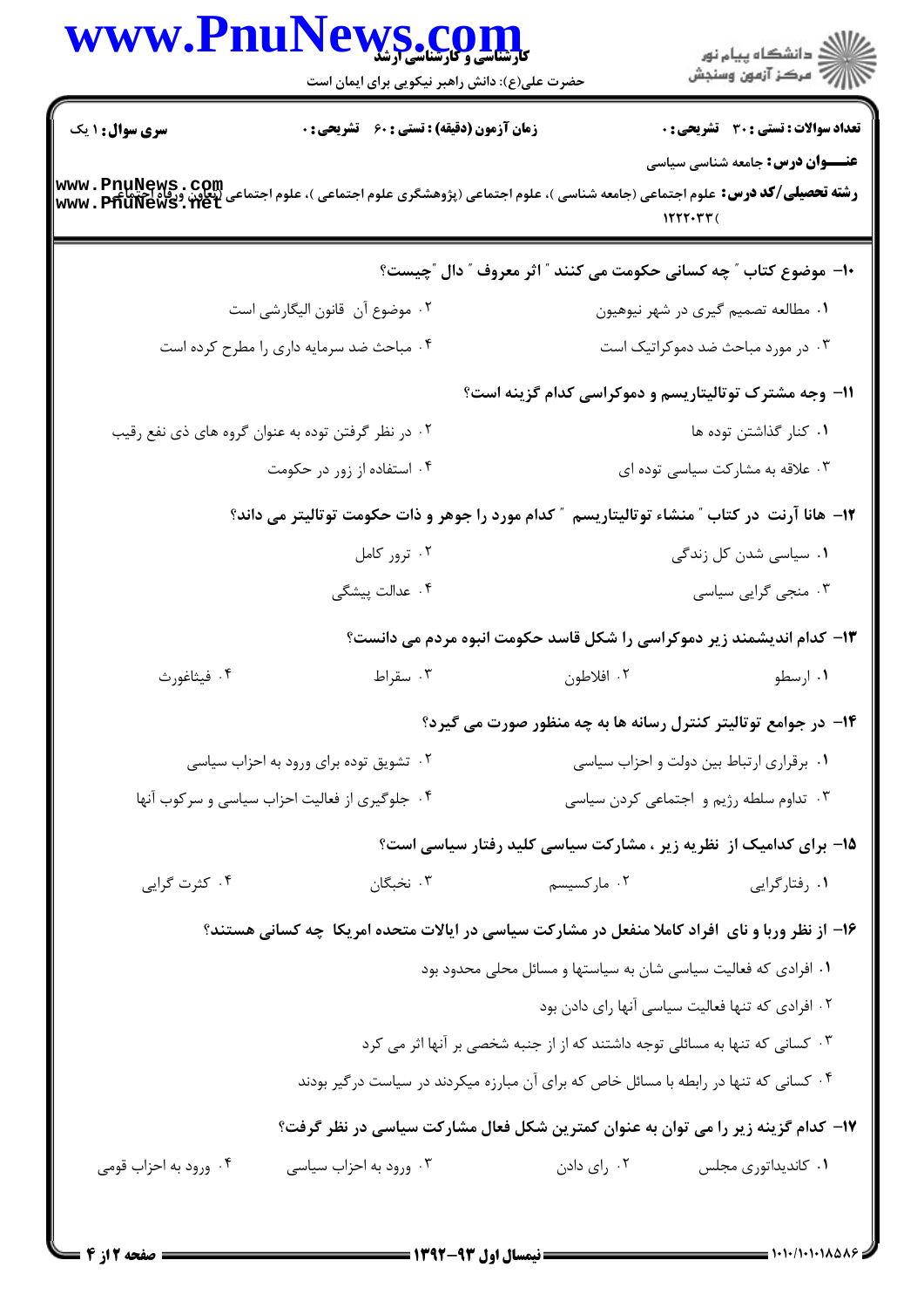**سری سوال:** ۱ یک

**زمان آزمون (دقیقه) : تستی : ۶۰ تشریحی : ۰**

**تعداد سوالات : تستی : ۳۰ تشریحی : ۰**

**عنـــوان درس:** جامعه شناسی سیاسی

**رشته تحصیلی/کد درس:** علوم اجتماعی (جامعه شناسی )، علوم اجتماعی (پژوهشگری علوم اجتماعی )، علوم اجتماعی (تعاون ورفاه اجتماعی ) ۱۲۲۲۰۳۳

**۱۰- موضوع کتاب " چه کسانی حکومت می کنند " اثر معروف " دال "چیست؟**

۱. مطالعه تصمیم گیری در شهر نیوهیون

۲. موضوع آن قانون الیگارشی است

۳. در مورد مباحث ضد دموکراتیک است

۴. مباحث ضد سرمایه داری را مطرح کرده است

**۱۱- وجه مشترک توتالیتاریسم و دموکراسی کدام گزینه است؟**

۱. کنار گذاشتن توده ها

۲. در نظر گرفتن توده به عنوان گروه های ذی نفع رقیب

۳. علاقه به مشارکت سیاسی توده ای

۴. استفاده از زور در حکومت

**۱۲- هانا آرنت در کتاب " منشاء توتالیتاریسم " کدام مورد را جوهر و ذات حکومت توتالیتر می داند؟**

۱. سیاسی شدن کل زندگی

۲. ترور کامل

۳. منجی گرایی سیاسی

۴. عدالت پیشگی

**۱۳- کدام اندیشمند زیر دموکراسی را شکل فاسد حکومت انبوه مردم می دانست؟**

۱. ارسطو

۲. افلاطون

۳. سقراط

۴. فیثاغورث

**۱۴- در جوامع توتالیتر کنترل رسانه ها به چه منظور صورت می گیرد؟**

۱. برقراری ارتباط بین دولت و احزاب سیاسی

۲. تشویق توده برای ورود به احزاب سیاسی

۳. تداوم سلطه رژیم و اجتماعی کردن سیاسی

۴. جلوگیری از فعالیت احزاب سیاسی و سرکوب آنها

**۱۵- برای کدامیک از نظریه زیر ، مشارکت سیاسی کلید رفتار سیاسی است؟**

۱. رفتارگرایی

۲. مارکسیسم

۳. نخبگان

۴. کثرت گرایی

**۱۶- از نظر وربا و نای افراد کاملا منفعل در مشارکت سیاسی در ایالات متحده امریکا چه کسانی هستند؟**

۱. افرادی که فعالیت سیاسی شان به سیاستها و مسائل محلی محدود بود

۲. افرادی که تنها فعالیت سیاسی آنها رای دادن بود

۳. کسانی که تنها به مسائلی توجه داشتند که از جنبه شخصی بر آنها اثر می کرد

۴. کسانی که تنها در رابطه با مسائل خاص که برای آن مبارزه میکردند در سیاست درگیر بودند

**۱۷- کدام گزینه زیر را می توان به عنوان کمترین شکل فعال مشارکت سیاسی در نظر گرفت؟**

۱. کاندیداتوری مجلس

۲. رای دادن

۳. ورود به احزاب سیاسی

۴. ورود به احزاب قومی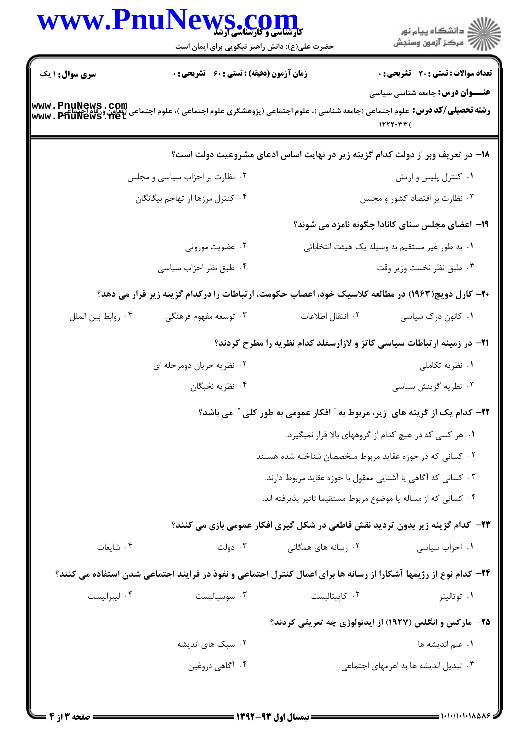**سری سوال:** ۱ یک | **زمان آزمون (دقیقه) : تستی :** ۶۰ **تشریحی :** ۰ | **تعداد سوالات : تستی :** ۳۰ **تشریحی :** ۰

**عنـــوان درس:** جامعه شناسی سیاسی

**رشته تحصیلی/کد درس:** علوم اجتماعی (جامعه شناسی )، علوم اجتماعی (پژوهشگری علوم اجتماعی )، علوم اجتماعی (تعاون ورفاه اجتماعی ۱۲۲۲۰۳۳(

۱۸- در تعریف وبر از دولت کدام گزینه زیر در نهایت اساس ادعای مشروعیت دولت است؟

۱. کنترل پلیس و ارتش
۲. نظارت بر احزاب سیاسی و مجلس
۳. نظارت بر اقتصاد کشور و مجلس
۴. کنترل مرزها از تهاجم بیگانگان

۱۹- اعضای مجلس سنای کانادا چگونه نامزد می شوند؟

۱. به طور غیر مستقیم به وسیله یک هیئت انتخاباتی
۲. عضویت موروثی
۳. طبق نظر نخست وزیر وقت
۴. طبق نظر احزاب سیاسی

۲۰- کارل دویچ(۱۹۶۳) در مطالعه کلاسیک خود، اعصاب حکومت، ارتباطات را درکدام گزینه زیر قرار می دهد؟

۱. کانون درک سیاسی
۲. انتقال اطلاعات
۳. توسعه مفهوم فرهنگی
۴. روابط بین الملل

۲۱- در زمینه ارتباطات سیاسی کاتز و لازارسفلد کدام نظریه را مطرح کردند؟

۱. نظریه تکاملی
۲. نظریه جریان دومرحله ای
۳. نظریه گزینش سیاسی
۴. نظریه نخبگان

۲۲- کدام یک از گزینه های زیر، مربوط به " افکار عمومی به طور کلی " می باشد؟

۱. هر کسی که در هیچ کدام از گروههای بالا قرار نمیگیرد.
۲. کسانی که در حوزه عقاید مربوط متخصصان شناخته شده هستند
۳. کسانی که آگاهی یا آشنایی معقول با حوزه عقاید مربوط دارند.
۴. کسانی که از مساله یا موضوع مربوط مستقیما تاثیر پذیرفته اند.

۲۳- کدام گزینه زیر بدون تردید نقش قاطعی در شکل گیری افکار عمومی بازی می کنند؟

۱. احزاب سیاسی
۲. رسانه های همگانی
۳. دولت
۴. شایعات

۲۴- کدام نوع از رژیمها آشکارا از رسانه ها برای اعمال کنترل اجتماعی و نفوذ در فرایند اجتماعی شدن استفاده می کنند؟

۱. توتالیتر
۲. کاپیتالیست
۳. سوسیالیست
۴. لیبرالیست

۲۵- مارکس و انگلس (۱۹۲۷) از ایدئولوژی چه تعریفی کردند؟

۱. علم اندیشه ها
۲. سبک های اندیشه
۳. تبدیل اندیشه ها به اهرمهای اجتماعی
۴. آگاهی دروغین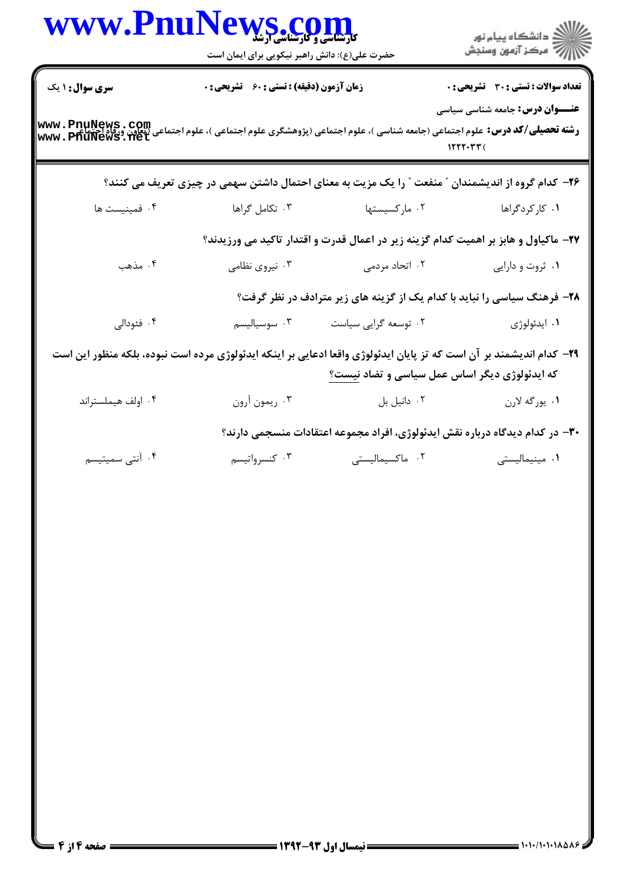**سری سوال:** ۱ یک

**زمان آزمون (دقیقه) : تستی :** ۶۰ **تشریحی :** ۰

**تعداد سوالات : تستی :** ۳۰ **تشریحی :** ۰

**عنـــوان درس:** جامعه شناسی سیاسی

**رشته تحصیلی/کد درس:** علوم اجتماعی (جامعه شناسی )، علوم اجتماعی (پژوهشگری علوم اجتماعی )، علوم اجتماعی (تعاون ورفاه اجتماعی ۱۲۲۲۰۳۳(

---

**۲۶- کدام گروه از اندیشمندان " منفعت " را یک مزیت به معنای احتمال داشتن سهمی در چیزی تعریف می کنند؟**

۱. کارکردگراها ۲. مارکسیستها ۳. تکامل گراها ۴. فمینیست ها

**۲۷- ماکیاول و هابز بر اهمیت کدام گزینه زیر در اعمال قدرت و اقتدار تاکید می ورزیدند؟**

۱. ثروت و دارایی ۲. اتحاد مردمی ۳. نیروی نظامی ۴. مذهب

**۲۸- فرهنگ سیاسی را نباید با کدام یک از گزینه های زیر مترادف در نظر گرفت؟**

۱. ایدئولوژی ۲. توسعه گرایی سیاست ۳. سوسیالیسم ۴. فئودالی

**۲۹- کدام اندیشمند بر آن است که تز پایان ایدئولوژی واقعا ادعایی بر اینکه ایدئولوژی مرده است نبوده، بلکه منظور این است که ایدئولوژی دیگر اساس عمل سیاسی و تضاد نیست؟**

۱. یورگه لارن ۲. دانیل بل ۳. ریمون آرون ۴. اولف هیملستراند

**۳۰- در کدام دیدگاه درباره نقش ایدئولوژی، افراد مجموعه اعتقادات منسجمی دارند؟**

۱. مینیمالیستی ۲. ماکسیمالیستی ۳. کنسرواتیسم ۴. آنتی سمیتیسم